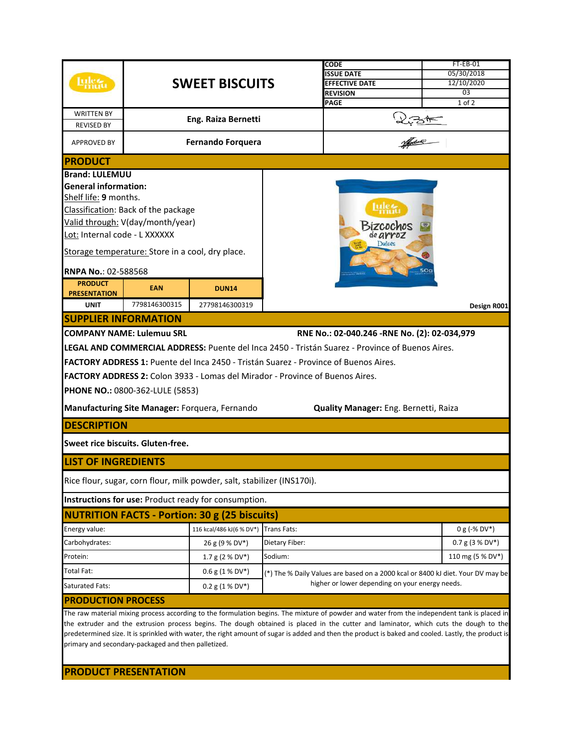| | SWEET BISCUITS | CODE | FT-EB-01 |
|---|---|---|---|
| | | ISSUE DATE | 05/30/2018 |
| | | EFFECTIVE DATE | 12/10/2020 |
| | | REVISION | 03 |

| WRITTEN BY / REVISED BY | Eng. Raiza Bernetti |
|---|---|
| APPROVED BY | Fernando Forquera |

## PRODUCT

**Brand: LULEMUU**

**General information:**

Shelf life: **9** months.

Classification: Back of the package

Valid through: V(day/month/year)

Lot: Internal code - L XXXXXX

Storage temperature: Store in a cool, dry place.

**RNPA No.**: 02-588568

| PRODUCT PRESENTATION | EAN | DUN14 |
|---|---|---|
| UNIT | 7798146300315 | 27798146300319 |

Design R001

## SUPPLIER INFORMATION

**COMPANY NAME: Lulemuu SRL** **RNE No.: 02-040.246 -RNE No. (2): 02-034,979**

**LEGAL AND COMMERCIAL ADDRESS:** Puente del Inca 2450 - Tristán Suarez - Province of Buenos Aires.

**FACTORY ADDRESS 1:** Puente del Inca 2450 - Tristán Suarez - Province of Buenos Aires.

**FACTORY ADDRESS 2:** Colon 3933 - Lomas del Mirador - Province of Buenos Aires.

**PHONE NO.:** 0800-362-LULE (5853)

**Manufacturing Site Manager:** Forquera, Fernando **Quality Manager:** Eng. Bernetti, Raiza

## DESCRIPTION

**Sweet rice biscuits. Gluten-free.**

## LIST OF INGREDIENTS

Rice flour, sugar, corn flour, milk powder, salt, stabilizer (INS170i).

**Instructions for use:** Product ready for consumption.

## NUTRITION FACTS - Portion: 30 g (25 biscuits)

| | | | |
|---|---|---|---|
| Energy value: | 116 kcal/486 kJ(6 % DV*) | Trans Fats: | 0 g (-% DV*) |
| Carbohydrates: | 26 g (9 % DV*) | Dietary Fiber: | 0.7 g (3 % DV*) |
| Protein: | 1.7 g (2 % DV*) | Sodium: | 110 mg (5 % DV*) |
| Total Fat: | 0.6 g (1 % DV*) | (*) The % Daily Values are based on a 2000 kcal or 8400 kJ diet. Your DV may be higher or lower depending on your energy needs. | |
| Saturated Fats: | 0.2 g (1 % DV*) | | |

## PRODUCTION PROCESS

The raw material mixing process according to the formulation begins. The mixture of powder and water from the independent tank is placed in the extruder and the extrusion process begins. The dough obtained is placed in the cutter and laminator, which cuts the dough to the predetermined size. It is sprinkled with water, the right amount of sugar is added and then the product is baked and cooled. Lastly, the product is primary and secondary-packaged and then palletized.

## PRODUCT PRESENTATION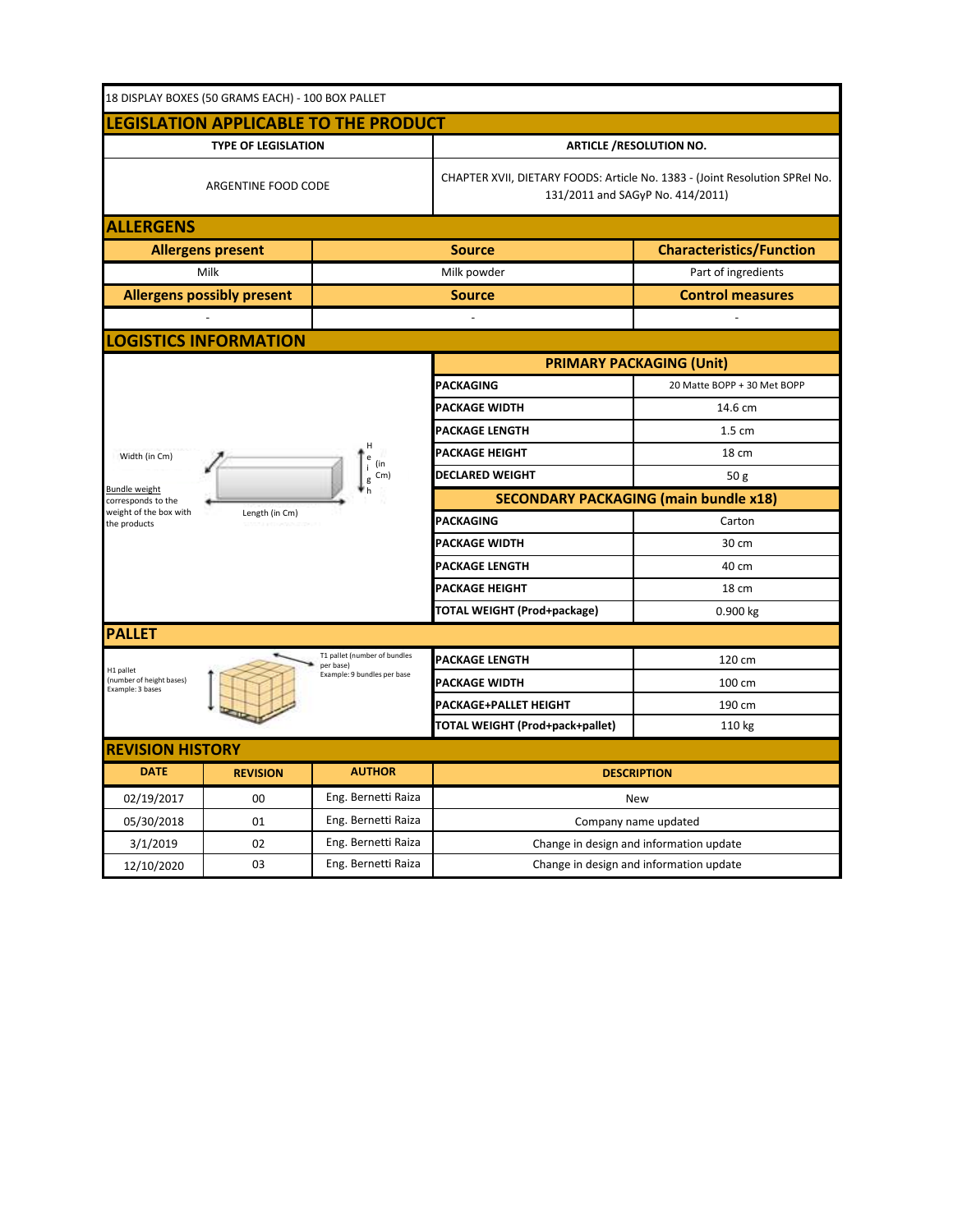18 DISPLAY BOXES (50 GRAMS EACH) - 100 BOX PALLET

## LEGISLATION APPLICABLE TO THE PRODUCT

| TYPE OF LEGISLATION | ARTICLE /RESOLUTION NO. |
|---|---|
| ARGENTINE FOOD CODE | CHAPTER XVII, DIETARY FOODS: Article No. 1383 - (Joint Resolution SPRel No. 131/2011 and SAGyP No. 414/2011) |

## ALLERGENS

| Allergens present | Source | Characteristics/Function |
|---|---|---|
| Milk | Milk powder | Part of ingredients |
| **Allergens possibly present** | **Source** | **Control measures** |
| - | - | - |

## LOGISTICS INFORMATION

Width (in Cm)

Length (in Cm)

Height (in Cm)

Bundle weight corresponds to the weight of the box with the products

| PRIMARY PACKAGING (Unit) | |
|---|---|
| PACKAGING | 20 Matte BOPP + 30 Met BOPP |
| PACKAGE WIDTH | 14.6 cm |
| PACKAGE LENGTH | 1.5 cm |
| PACKAGE HEIGHT | 18 cm |
| DECLARED WEIGHT | 50 g |
| **SECONDARY PACKAGING (main bundle x18)** | |
| PACKAGING | Carton |
| PACKAGE WIDTH | 30 cm |
| PACKAGE LENGTH | 40 cm |
| PACKAGE HEIGHT | 18 cm |
| TOTAL WEIGHT (Prod+package) | 0.900 kg |

## PALLET

H1 pallet (number of height bases) Example: 3 bases

T1 pallet (number of bundles per base) Example: 9 bundles per base

| | |
|---|---|
| PACKAGE LENGTH | 120 cm |
| PACKAGE WIDTH | 100 cm |
| PACKAGE+PALLET HEIGHT | 190 cm |
| TOTAL WEIGHT (Prod+pack+pallet) | 110 kg |

## REVISION HISTORY

| DATE | REVISION | AUTHOR | DESCRIPTION |
|---|---|---|---|
| 02/19/2017 | 00 | Eng. Bernetti Raiza | New |
| 05/30/2018 | 01 | Eng. Bernetti Raiza | Company name updated |
| 3/1/2019 | 02 | Eng. Bernetti Raiza | Change in design and information update |
| 12/10/2020 | 03 | Eng. Bernetti Raiza | Change in design and information update |